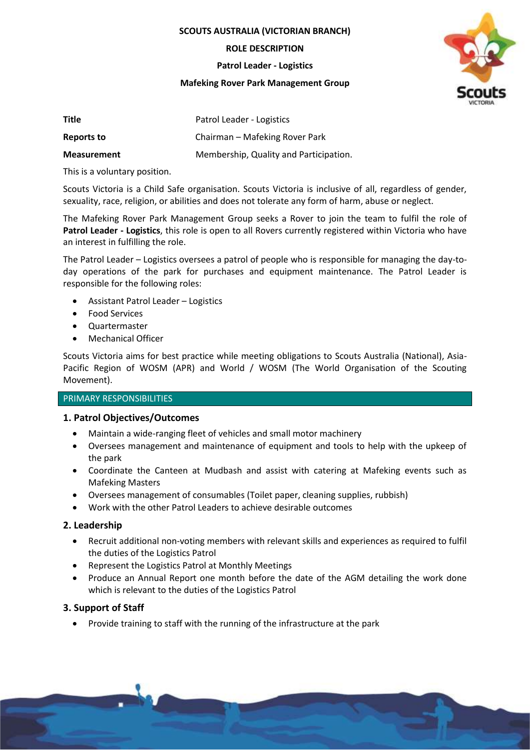**SCOUTS AUSTRALIA (VICTORIAN BRANCH)**

**ROLE DESCRIPTION**

**Patrol Leader - Logistics**

**Mafeking Rover Park Management Group**

| | |
|---|---|
| **Title** | Patrol Leader - Logistics |
| **Reports to** | Chairman – Mafeking Rover Park |
| **Measurement** | Membership, Quality and Participation. |

This is a voluntary position.

Scouts Victoria is a Child Safe organisation. Scouts Victoria is inclusive of all, regardless of gender, sexuality, race, religion, or abilities and does not tolerate any form of harm, abuse or neglect.

The Mafeking Rover Park Management Group seeks a Rover to join the team to fulfil the role of **Patrol Leader - Logistics**, this role is open to all Rovers currently registered within Victoria who have an interest in fulfilling the role.

The Patrol Leader – Logistics oversees a patrol of people who is responsible for managing the day-to-day operations of the park for purchases and equipment maintenance. The Patrol Leader is responsible for the following roles:

- Assistant Patrol Leader – Logistics
- Food Services
- Quartermaster
- Mechanical Officer

Scouts Victoria aims for best practice while meeting obligations to Scouts Australia (National), Asia-Pacific Region of WOSM (APR) and World / WOSM (The World Organisation of the Scouting Movement).

## PRIMARY RESPONSIBILITIES

### 1. Patrol Objectives/Outcomes

- Maintain a wide-ranging fleet of vehicles and small motor machinery
- Oversees management and maintenance of equipment and tools to help with the upkeep of the park
- Coordinate the Canteen at Mudbash and assist with catering at Mafeking events such as Mafeking Masters
- Oversees management of consumables (Toilet paper, cleaning supplies, rubbish)
- Work with the other Patrol Leaders to achieve desirable outcomes

### 2. Leadership

- Recruit additional non-voting members with relevant skills and experiences as required to fulfil the duties of the Logistics Patrol
- Represent the Logistics Patrol at Monthly Meetings
- Produce an Annual Report one month before the date of the AGM detailing the work done which is relevant to the duties of the Logistics Patrol

### 3. Support of Staff

- Provide training to staff with the running of the infrastructure at the park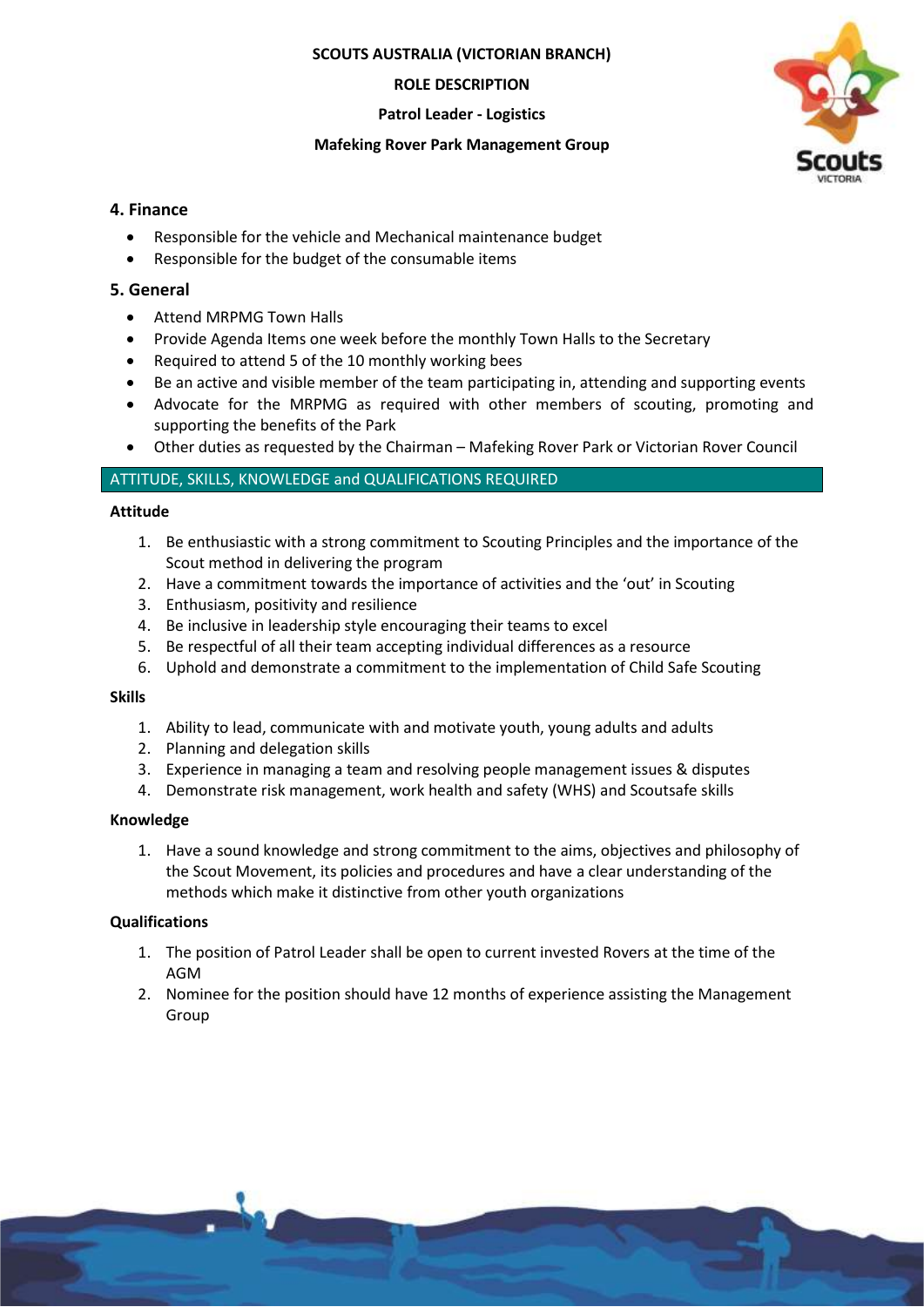**SCOUTS AUSTRALIA (VICTORIAN BRANCH)**

**ROLE DESCRIPTION**

**Patrol Leader - Logistics**

**Mafeking Rover Park Management Group**

## 4. Finance

- Responsible for the vehicle and Mechanical maintenance budget
- Responsible for the budget of the consumable items

## 5. General

- Attend MRPMG Town Halls
- Provide Agenda Items one week before the monthly Town Halls to the Secretary
- Required to attend 5 of the 10 monthly working bees
- Be an active and visible member of the team participating in, attending and supporting events
- Advocate for the MRPMG as required with other members of scouting, promoting and supporting the benefits of the Park
- Other duties as requested by the Chairman – Mafeking Rover Park or Victorian Rover Council

## ATTITUDE, SKILLS, KNOWLEDGE and QUALIFICATIONS REQUIRED

**Attitude**

1. Be enthusiastic with a strong commitment to Scouting Principles and the importance of the Scout method in delivering the program
2. Have a commitment towards the importance of activities and the 'out' in Scouting
3. Enthusiasm, positivity and resilience
4. Be inclusive in leadership style encouraging their teams to excel
5. Be respectful of all their team accepting individual differences as a resource
6. Uphold and demonstrate a commitment to the implementation of Child Safe Scouting

**Skills**

1. Ability to lead, communicate with and motivate youth, young adults and adults
2. Planning and delegation skills
3. Experience in managing a team and resolving people management issues & disputes
4. Demonstrate risk management, work health and safety (WHS) and Scoutsafe skills

**Knowledge**

1. Have a sound knowledge and strong commitment to the aims, objectives and philosophy of the Scout Movement, its policies and procedures and have a clear understanding of the methods which make it distinctive from other youth organizations

**Qualifications**

1. The position of Patrol Leader shall be open to current invested Rovers at the time of the AGM
2. Nominee for the position should have 12 months of experience assisting the Management Group